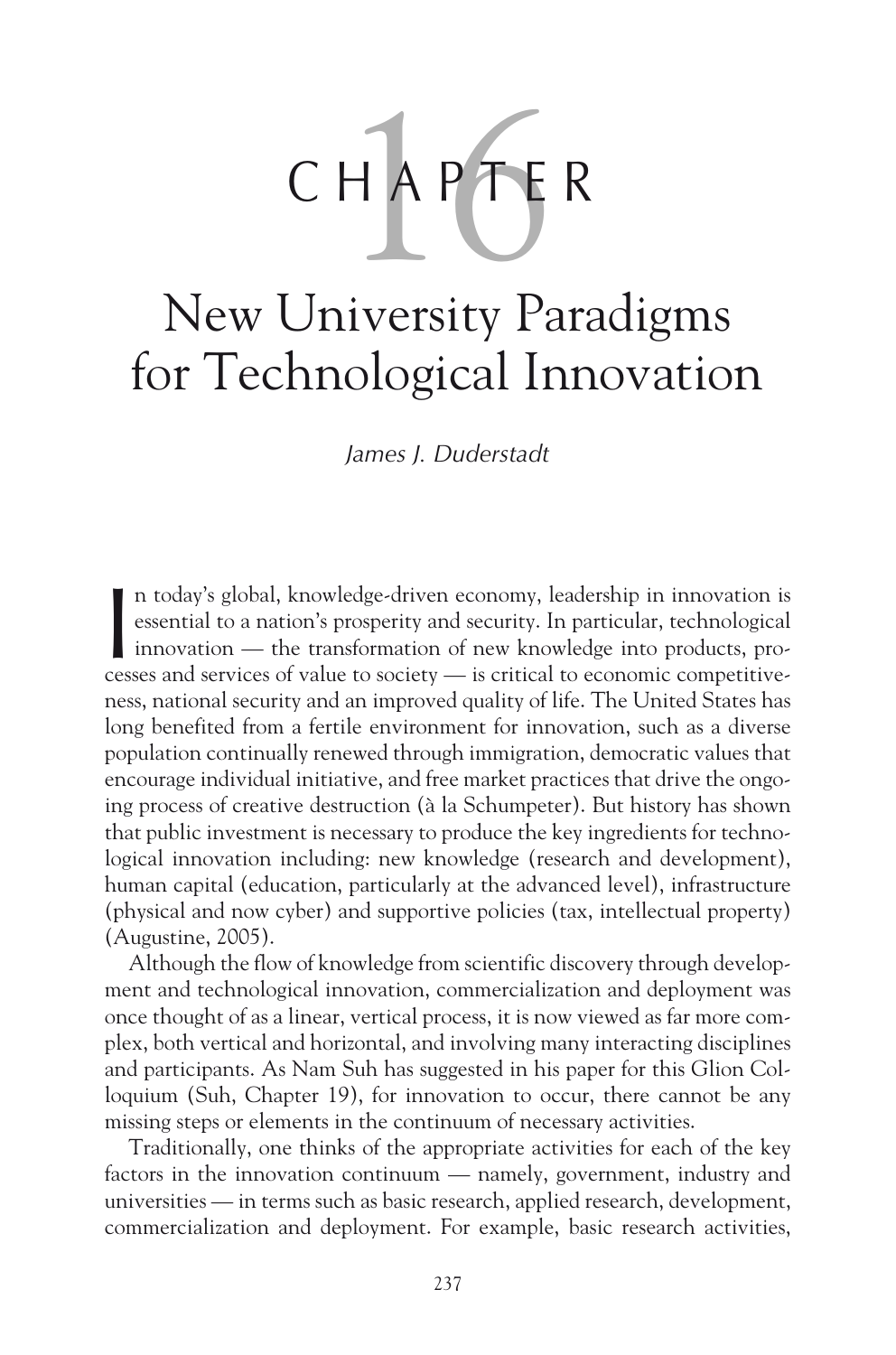# CHAPTER 16

# New University Paradigms for Technological Innovation

*James J. Duderstadt*

In today's global, knowledge-driven economy, leadership in innovation is essential to a nation's prosperity and security. In particular, technological innovation — the transformation of new knowledge into products, processes and services of value to society — is critical to economic competitiveness, national security and an improved quality of life. The United States has long benefited from a fertile environment for innovation, such as a diverse population continually renewed through immigration, democratic values that encourage individual initiative, and free market practices that drive the ongoing process of creative destruction (à la Schumpeter). But history has shown that public investment is necessary to produce the key ingredients for technological innovation including: new knowledge (research and development), human capital (education, particularly at the advanced level), infrastructure (physical and now cyber) and supportive policies (tax, intellectual property) (Augustine, 2005).

Although the flow of knowledge from scientific discovery through development and technological innovation, commercialization and deployment was once thought of as a linear, vertical process, it is now viewed as far more complex, both vertical and horizontal, and involving many interacting disciplines and participants. As Nam Suh has suggested in his paper for this Glion Colloquium (Suh, Chapter 19), for innovation to occur, there cannot be any missing steps or elements in the continuum of necessary activities.

Traditionally, one thinks of the appropriate activities for each of the key factors in the innovation continuum — namely, government, industry and universities — in terms such as basic research, applied research, development, commercialization and deployment. For example, basic research activities,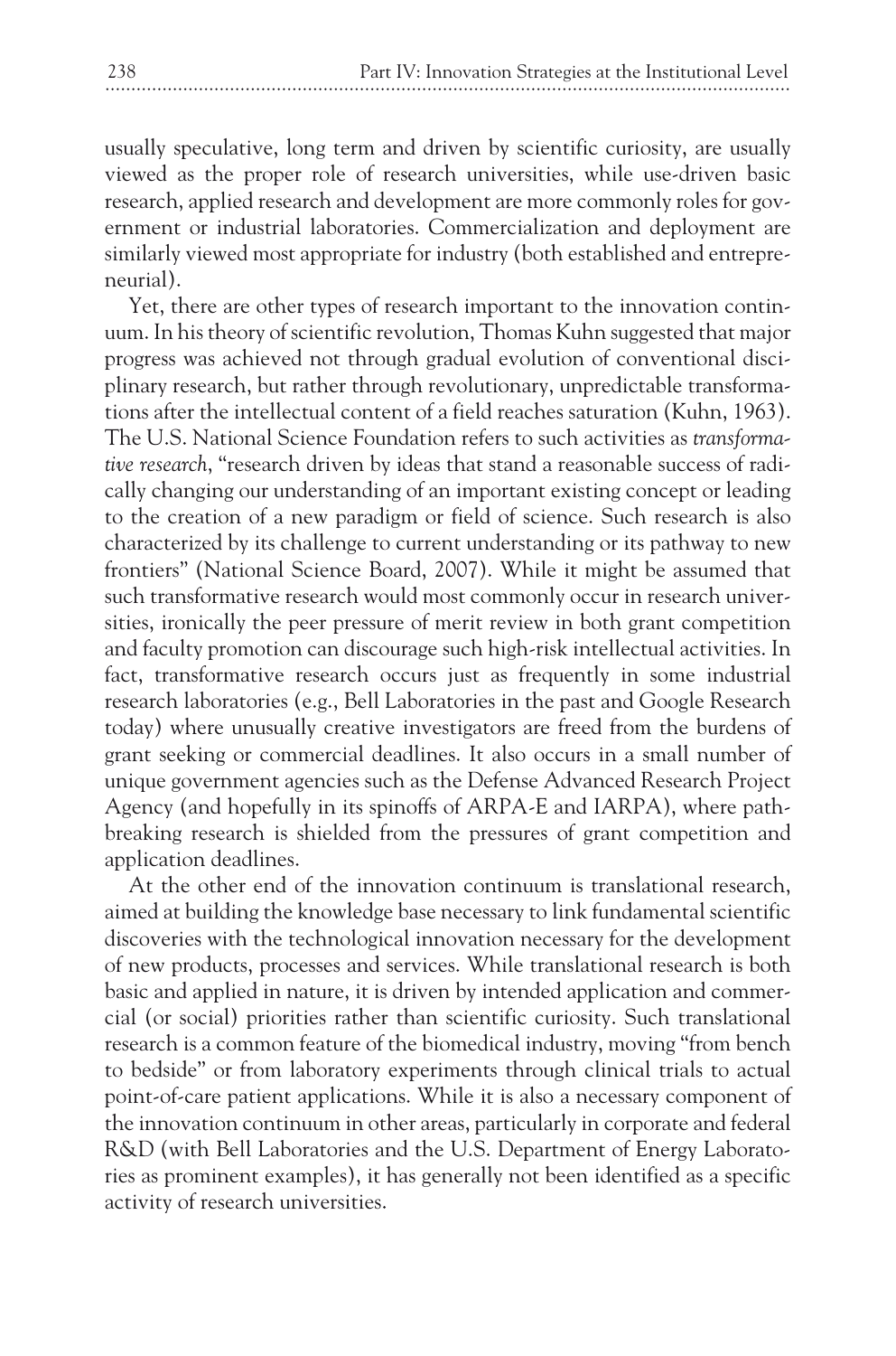usually speculative, long term and driven by scientific curiosity, are usually viewed as the proper role of research universities, while use-driven basic research, applied research and development are more commonly roles for government or industrial laboratories. Commercialization and deployment are similarly viewed most appropriate for industry (both established and entrepreneurial).

Yet, there are other types of research important to the innovation continuum. In his theory of scientific revolution, Thomas Kuhn suggested that major progress was achieved not through gradual evolution of conventional disciplinary research, but rather through revolutionary, unpredictable transformations after the intellectual content of a field reaches saturation (Kuhn, 1963). The U.S. National Science Foundation refers to such activities as *transformative research*, "research driven by ideas that stand a reasonable success of radically changing our understanding of an important existing concept or leading to the creation of a new paradigm or field of science. Such research is also characterized by its challenge to current understanding or its pathway to new frontiers" (National Science Board, 2007). While it might be assumed that such transformative research would most commonly occur in research universities, ironically the peer pressure of merit review in both grant competition and faculty promotion can discourage such high-risk intellectual activities. In fact, transformative research occurs just as frequently in some industrial research laboratories (e.g., Bell Laboratories in the past and Google Research today) where unusually creative investigators are freed from the burdens of grant seeking or commercial deadlines. It also occurs in a small number of unique government agencies such as the Defense Advanced Research Project Agency (and hopefully in its spinoffs of ARPA-E and IARPA), where path-breaking research is shielded from the pressures of grant competition and application deadlines.

At the other end of the innovation continuum is translational research, aimed at building the knowledge base necessary to link fundamental scientific discoveries with the technological innovation necessary for the development of new products, processes and services. While translational research is both basic and applied in nature, it is driven by intended application and commercial (or social) priorities rather than scientific curiosity. Such translational research is a common feature of the biomedical industry, moving "from bench to bedside" or from laboratory experiments through clinical trials to actual point-of-care patient applications. While it is also a necessary component of the innovation continuum in other areas, particularly in corporate and federal R&D (with Bell Laboratories and the U.S. Department of Energy Laboratories as prominent examples), it has generally not been identified as a specific activity of research universities.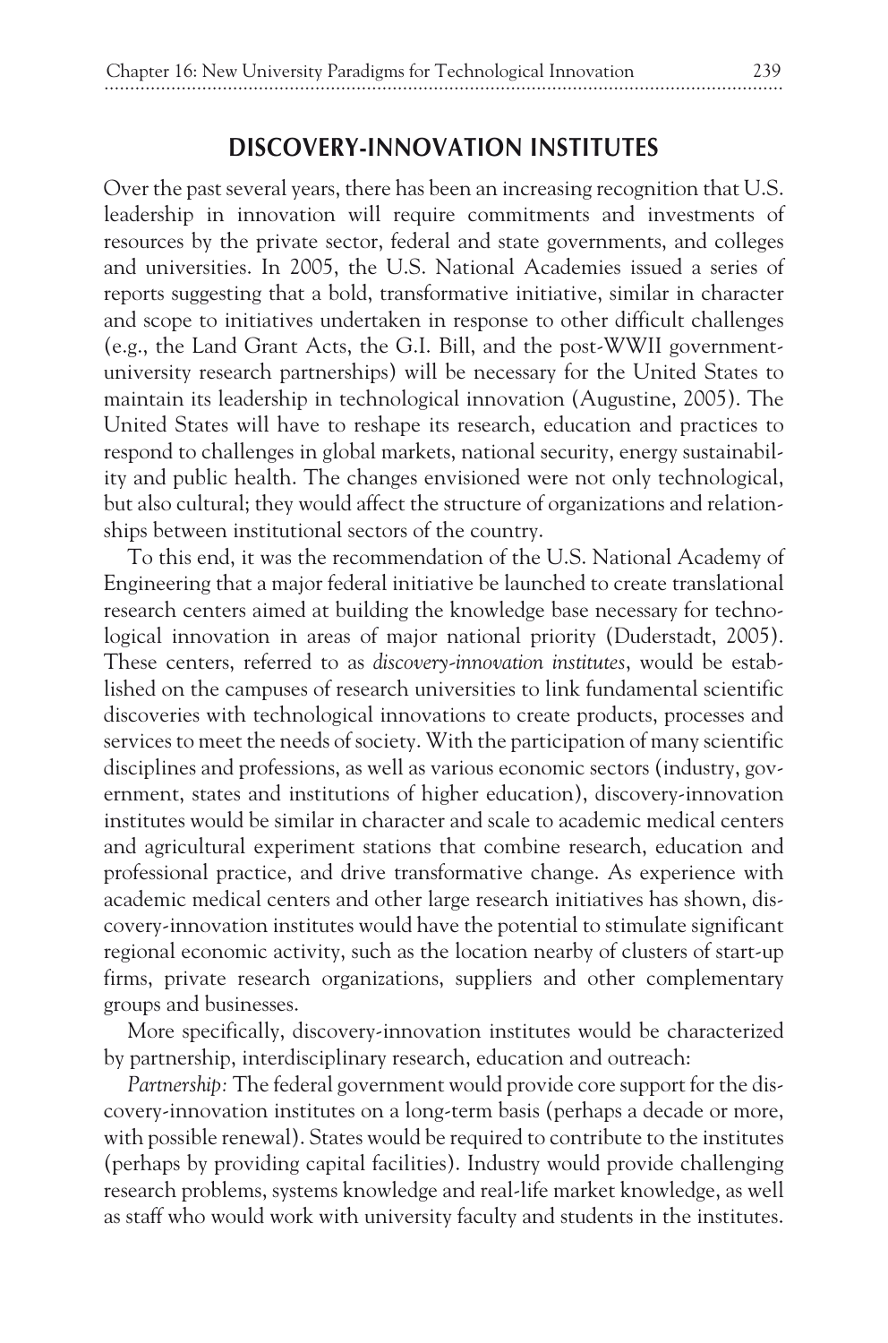## DISCOVERY-INNOVATION INSTITUTES

Over the past several years, there has been an increasing recognition that U.S. leadership in innovation will require commitments and investments of resources by the private sector, federal and state governments, and colleges and universities. In 2005, the U.S. National Academies issued a series of reports suggesting that a bold, transformative initiative, similar in character and scope to initiatives undertaken in response to other difficult challenges (e.g., the Land Grant Acts, the G.I. Bill, and the post-WWII government-university research partnerships) will be necessary for the United States to maintain its leadership in technological innovation (Augustine, 2005). The United States will have to reshape its research, education and practices to respond to challenges in global markets, national security, energy sustainability and public health. The changes envisioned were not only technological, but also cultural; they would affect the structure of organizations and relationships between institutional sectors of the country.

To this end, it was the recommendation of the U.S. National Academy of Engineering that a major federal initiative be launched to create translational research centers aimed at building the knowledge base necessary for technological innovation in areas of major national priority (Duderstadt, 2005). These centers, referred to as *discovery-innovation institutes*, would be established on the campuses of research universities to link fundamental scientific discoveries with technological innovations to create products, processes and services to meet the needs of society. With the participation of many scientific disciplines and professions, as well as various economic sectors (industry, government, states and institutions of higher education), discovery-innovation institutes would be similar in character and scale to academic medical centers and agricultural experiment stations that combine research, education and professional practice, and drive transformative change. As experience with academic medical centers and other large research initiatives has shown, discovery-innovation institutes would have the potential to stimulate significant regional economic activity, such as the location nearby of clusters of start-up firms, private research organizations, suppliers and other complementary groups and businesses.

More specifically, discovery-innovation institutes would be characterized by partnership, interdisciplinary research, education and outreach:

*Partnership:* The federal government would provide core support for the discovery-innovation institutes on a long-term basis (perhaps a decade or more, with possible renewal). States would be required to contribute to the institutes (perhaps by providing capital facilities). Industry would provide challenging research problems, systems knowledge and real-life market knowledge, as well as staff who would work with university faculty and students in the institutes.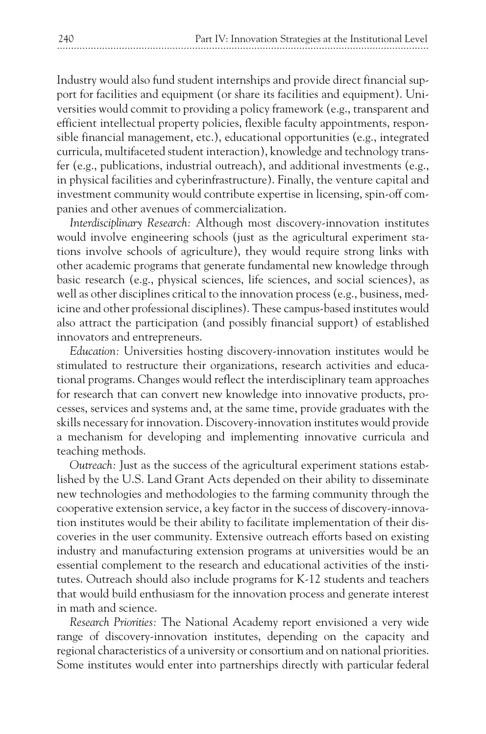Industry would also fund student internships and provide direct financial support for facilities and equipment (or share its facilities and equipment). Universities would commit to providing a policy framework (e.g., transparent and efficient intellectual property policies, flexible faculty appointments, responsible financial management, etc.), educational opportunities (e.g., integrated curricula, multifaceted student interaction), knowledge and technology transfer (e.g., publications, industrial outreach), and additional investments (e.g., in physical facilities and cyberinfrastructure). Finally, the venture capital and investment community would contribute expertise in licensing, spin-off companies and other avenues of commercialization.

*Interdisciplinary Research:* Although most discovery-innovation institutes would involve engineering schools (just as the agricultural experiment stations involve schools of agriculture), they would require strong links with other academic programs that generate fundamental new knowledge through basic research (e.g., physical sciences, life sciences, and social sciences), as well as other disciplines critical to the innovation process (e.g., business, medicine and other professional disciplines). These campus-based institutes would also attract the participation (and possibly financial support) of established innovators and entrepreneurs.

*Education:* Universities hosting discovery-innovation institutes would be stimulated to restructure their organizations, research activities and educational programs. Changes would reflect the interdisciplinary team approaches for research that can convert new knowledge into innovative products, processes, services and systems and, at the same time, provide graduates with the skills necessary for innovation. Discovery-innovation institutes would provide a mechanism for developing and implementing innovative curricula and teaching methods.

*Outreach:* Just as the success of the agricultural experiment stations established by the U.S. Land Grant Acts depended on their ability to disseminate new technologies and methodologies to the farming community through the cooperative extension service, a key factor in the success of discovery-innovation institutes would be their ability to facilitate implementation of their discoveries in the user community. Extensive outreach efforts based on existing industry and manufacturing extension programs at universities would be an essential complement to the research and educational activities of the institutes. Outreach should also include programs for K-12 students and teachers that would build enthusiasm for the innovation process and generate interest in math and science.

*Research Priorities:* The National Academy report envisioned a very wide range of discovery-innovation institutes, depending on the capacity and regional characteristics of a university or consortium and on national priorities. Some institutes would enter into partnerships directly with particular federal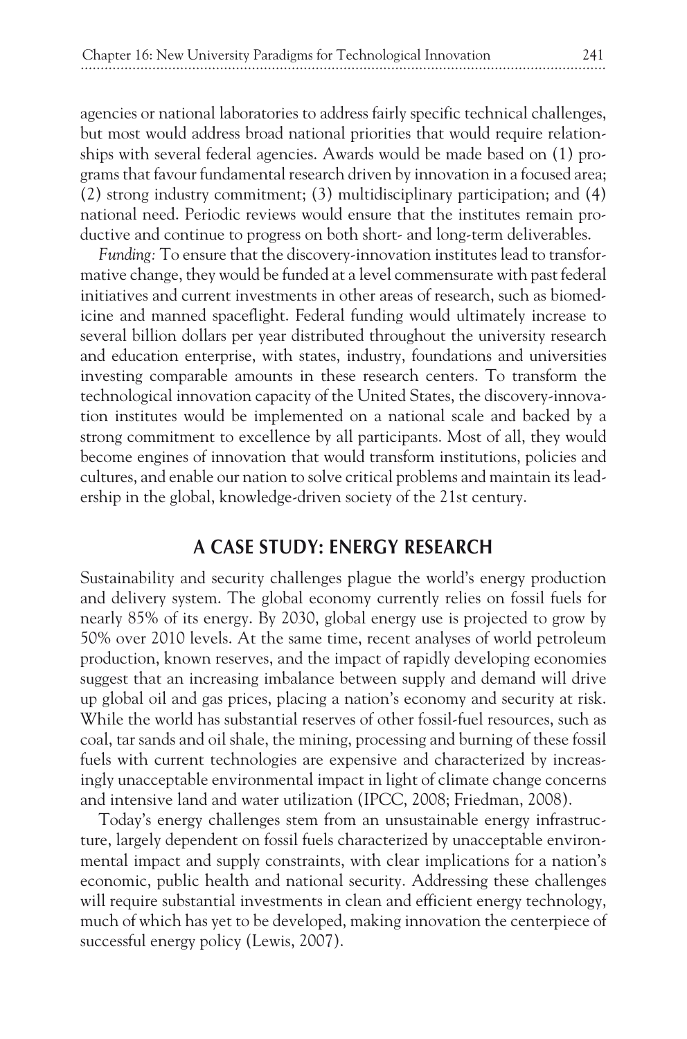agencies or national laboratories to address fairly specific technical challenges, but most would address broad national priorities that would require relationships with several federal agencies. Awards would be made based on (1) programs that favour fundamental research driven by innovation in a focused area; (2) strong industry commitment; (3) multidisciplinary participation; and (4) national need. Periodic reviews would ensure that the institutes remain productive and continue to progress on both short- and long-term deliverables.

*Funding:* To ensure that the discovery-innovation institutes lead to transformative change, they would be funded at a level commensurate with past federal initiatives and current investments in other areas of research, such as biomedicine and manned spaceflight. Federal funding would ultimately increase to several billion dollars per year distributed throughout the university research and education enterprise, with states, industry, foundations and universities investing comparable amounts in these research centers. To transform the technological innovation capacity of the United States, the discovery-innovation institutes would be implemented on a national scale and backed by a strong commitment to excellence by all participants. Most of all, they would become engines of innovation that would transform institutions, policies and cultures, and enable our nation to solve critical problems and maintain its leadership in the global, knowledge-driven society of the 21st century.

## A CASE STUDY: ENERGY RESEARCH

Sustainability and security challenges plague the world's energy production and delivery system. The global economy currently relies on fossil fuels for nearly 85% of its energy. By 2030, global energy use is projected to grow by 50% over 2010 levels. At the same time, recent analyses of world petroleum production, known reserves, and the impact of rapidly developing economies suggest that an increasing imbalance between supply and demand will drive up global oil and gas prices, placing a nation's economy and security at risk. While the world has substantial reserves of other fossil-fuel resources, such as coal, tar sands and oil shale, the mining, processing and burning of these fossil fuels with current technologies are expensive and characterized by increasingly unacceptable environmental impact in light of climate change concerns and intensive land and water utilization (IPCC, 2008; Friedman, 2008).

Today's energy challenges stem from an unsustainable energy infrastructure, largely dependent on fossil fuels characterized by unacceptable environmental impact and supply constraints, with clear implications for a nation's economic, public health and national security. Addressing these challenges will require substantial investments in clean and efficient energy technology, much of which has yet to be developed, making innovation the centerpiece of successful energy policy (Lewis, 2007).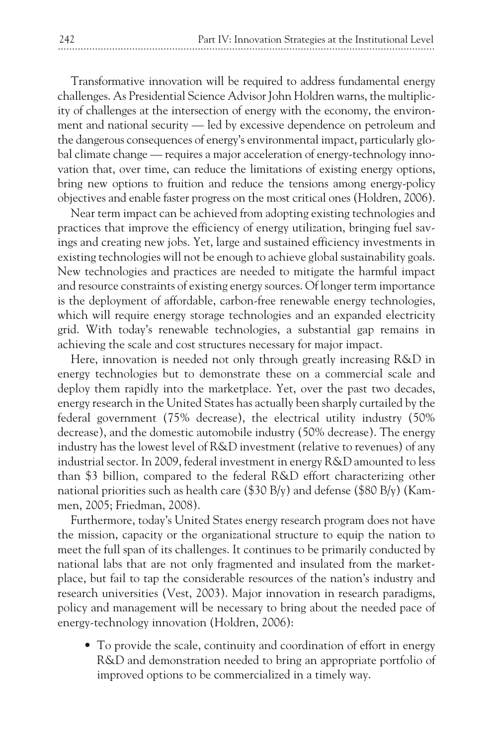Transformative innovation will be required to address fundamental energy challenges. As Presidential Science Advisor John Holdren warns, the multiplicity of challenges at the intersection of energy with the economy, the environment and national security — led by excessive dependence on petroleum and the dangerous consequences of energy's environmental impact, particularly global climate change — requires a major acceleration of energy-technology innovation that, over time, can reduce the limitations of existing energy options, bring new options to fruition and reduce the tensions among energy-policy objectives and enable faster progress on the most critical ones (Holdren, 2006).

Near term impact can be achieved from adopting existing technologies and practices that improve the efficiency of energy utilization, bringing fuel savings and creating new jobs. Yet, large and sustained efficiency investments in existing technologies will not be enough to achieve global sustainability goals. New technologies and practices are needed to mitigate the harmful impact and resource constraints of existing energy sources. Of longer term importance is the deployment of affordable, carbon-free renewable energy technologies, which will require energy storage technologies and an expanded electricity grid. With today's renewable technologies, a substantial gap remains in achieving the scale and cost structures necessary for major impact.

Here, innovation is needed not only through greatly increasing R&D in energy technologies but to demonstrate these on a commercial scale and deploy them rapidly into the marketplace. Yet, over the past two decades, energy research in the United States has actually been sharply curtailed by the federal government (75% decrease), the electrical utility industry (50% decrease), and the domestic automobile industry (50% decrease). The energy industry has the lowest level of R&D investment (relative to revenues) of any industrial sector. In 2009, federal investment in energy R&D amounted to less than $3 billion, compared to the federal R&D effort characterizing other national priorities such as health care ($30 B/y) and defense ($80 B/y) (Kammen, 2005; Friedman, 2008).

Furthermore, today's United States energy research program does not have the mission, capacity or the organizational structure to equip the nation to meet the full span of its challenges. It continues to be primarily conducted by national labs that are not only fragmented and insulated from the marketplace, but fail to tap the considerable resources of the nation's industry and research universities (Vest, 2003). Major innovation in research paradigms, policy and management will be necessary to bring about the needed pace of energy-technology innovation (Holdren, 2006):

- To provide the scale, continuity and coordination of effort in energy R&D and demonstration needed to bring an appropriate portfolio of improved options to be commercialized in a timely way.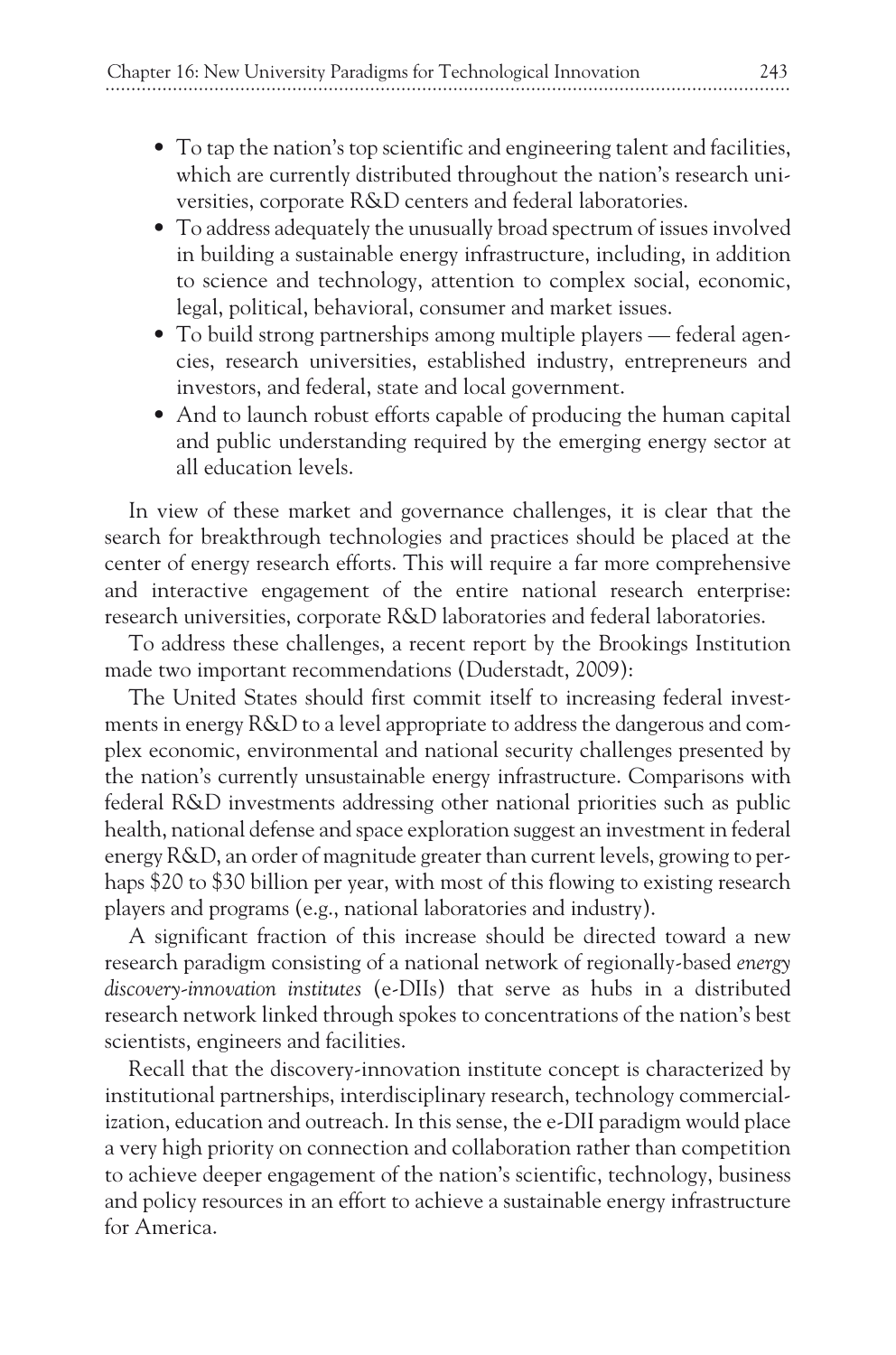- To tap the nation's top scientific and engineering talent and facilities, which are currently distributed throughout the nation's research universities, corporate R&D centers and federal laboratories.
- To address adequately the unusually broad spectrum of issues involved in building a sustainable energy infrastructure, including, in addition to science and technology, attention to complex social, economic, legal, political, behavioral, consumer and market issues.
- To build strong partnerships among multiple players — federal agencies, research universities, established industry, entrepreneurs and investors, and federal, state and local government.
- And to launch robust efforts capable of producing the human capital and public understanding required by the emerging energy sector at all education levels.

In view of these market and governance challenges, it is clear that the search for breakthrough technologies and practices should be placed at the center of energy research efforts. This will require a far more comprehensive and interactive engagement of the entire national research enterprise: research universities, corporate R&D laboratories and federal laboratories.

To address these challenges, a recent report by the Brookings Institution made two important recommendations (Duderstadt, 2009):

The United States should first commit itself to increasing federal investments in energy R&D to a level appropriate to address the dangerous and complex economic, environmental and national security challenges presented by the nation's currently unsustainable energy infrastructure. Comparisons with federal R&D investments addressing other national priorities such as public health, national defense and space exploration suggest an investment in federal energy R&D, an order of magnitude greater than current levels, growing to perhaps $20 to $30 billion per year, with most of this flowing to existing research players and programs (e.g., national laboratories and industry).

A significant fraction of this increase should be directed toward a new research paradigm consisting of a national network of regionally-based *energy discovery-innovation institutes* (e-DIIs) that serve as hubs in a distributed research network linked through spokes to concentrations of the nation's best scientists, engineers and facilities.

Recall that the discovery-innovation institute concept is characterized by institutional partnerships, interdisciplinary research, technology commercialization, education and outreach. In this sense, the e-DII paradigm would place a very high priority on connection and collaboration rather than competition to achieve deeper engagement of the nation's scientific, technology, business and policy resources in an effort to achieve a sustainable energy infrastructure for America.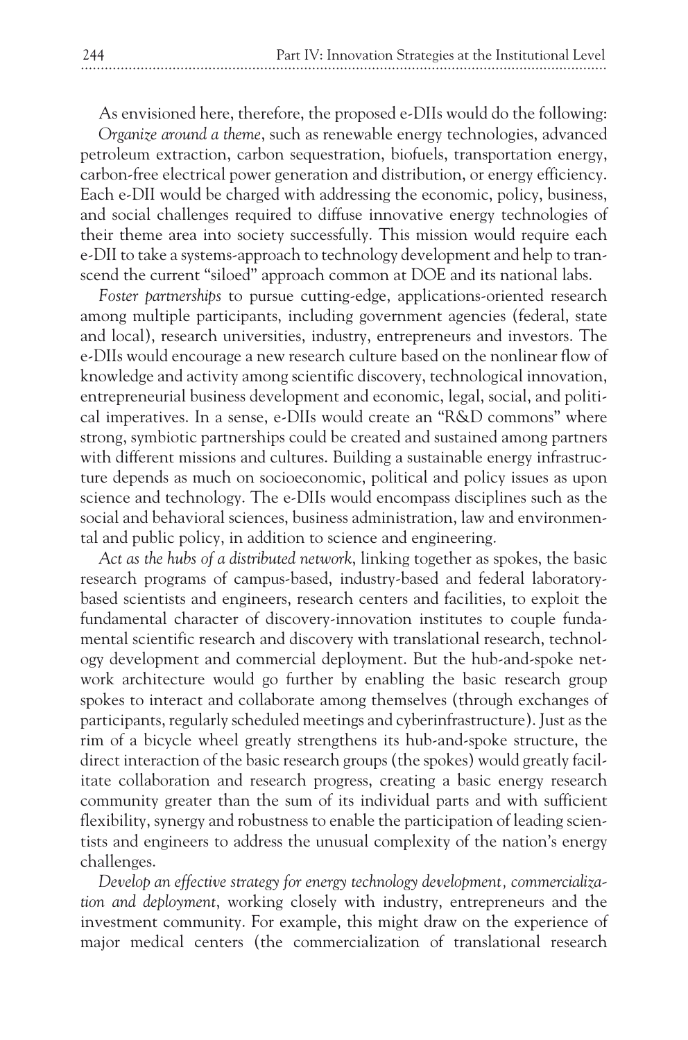As envisioned here, therefore, the proposed e-DIIs would do the following:

*Organize around a theme*, such as renewable energy technologies, advanced petroleum extraction, carbon sequestration, biofuels, transportation energy, carbon-free electrical power generation and distribution, or energy efficiency. Each e-DII would be charged with addressing the economic, policy, business, and social challenges required to diffuse innovative energy technologies of their theme area into society successfully. This mission would require each e-DII to take a systems-approach to technology development and help to transcend the current "siloed" approach common at DOE and its national labs.

*Foster partnerships* to pursue cutting-edge, applications-oriented research among multiple participants, including government agencies (federal, state and local), research universities, industry, entrepreneurs and investors. The e-DIIs would encourage a new research culture based on the nonlinear flow of knowledge and activity among scientific discovery, technological innovation, entrepreneurial business development and economic, legal, social, and political imperatives. In a sense, e-DIIs would create an "R&D commons" where strong, symbiotic partnerships could be created and sustained among partners with different missions and cultures. Building a sustainable energy infrastructure depends as much on socioeconomic, political and policy issues as upon science and technology. The e-DIIs would encompass disciplines such as the social and behavioral sciences, business administration, law and environmental and public policy, in addition to science and engineering.

*Act as the hubs of a distributed network*, linking together as spokes, the basic research programs of campus-based, industry-based and federal laboratory-based scientists and engineers, research centers and facilities, to exploit the fundamental character of discovery-innovation institutes to couple fundamental scientific research and discovery with translational research, technology development and commercial deployment. But the hub-and-spoke network architecture would go further by enabling the basic research group spokes to interact and collaborate among themselves (through exchanges of participants, regularly scheduled meetings and cyberinfrastructure). Just as the rim of a bicycle wheel greatly strengthens its hub-and-spoke structure, the direct interaction of the basic research groups (the spokes) would greatly facilitate collaboration and research progress, creating a basic energy research community greater than the sum of its individual parts and with sufficient flexibility, synergy and robustness to enable the participation of leading scientists and engineers to address the unusual complexity of the nation's energy challenges.

*Develop an effective strategy for energy technology development, commercialization and deployment*, working closely with industry, entrepreneurs and the investment community. For example, this might draw on the experience of major medical centers (the commercialization of translational research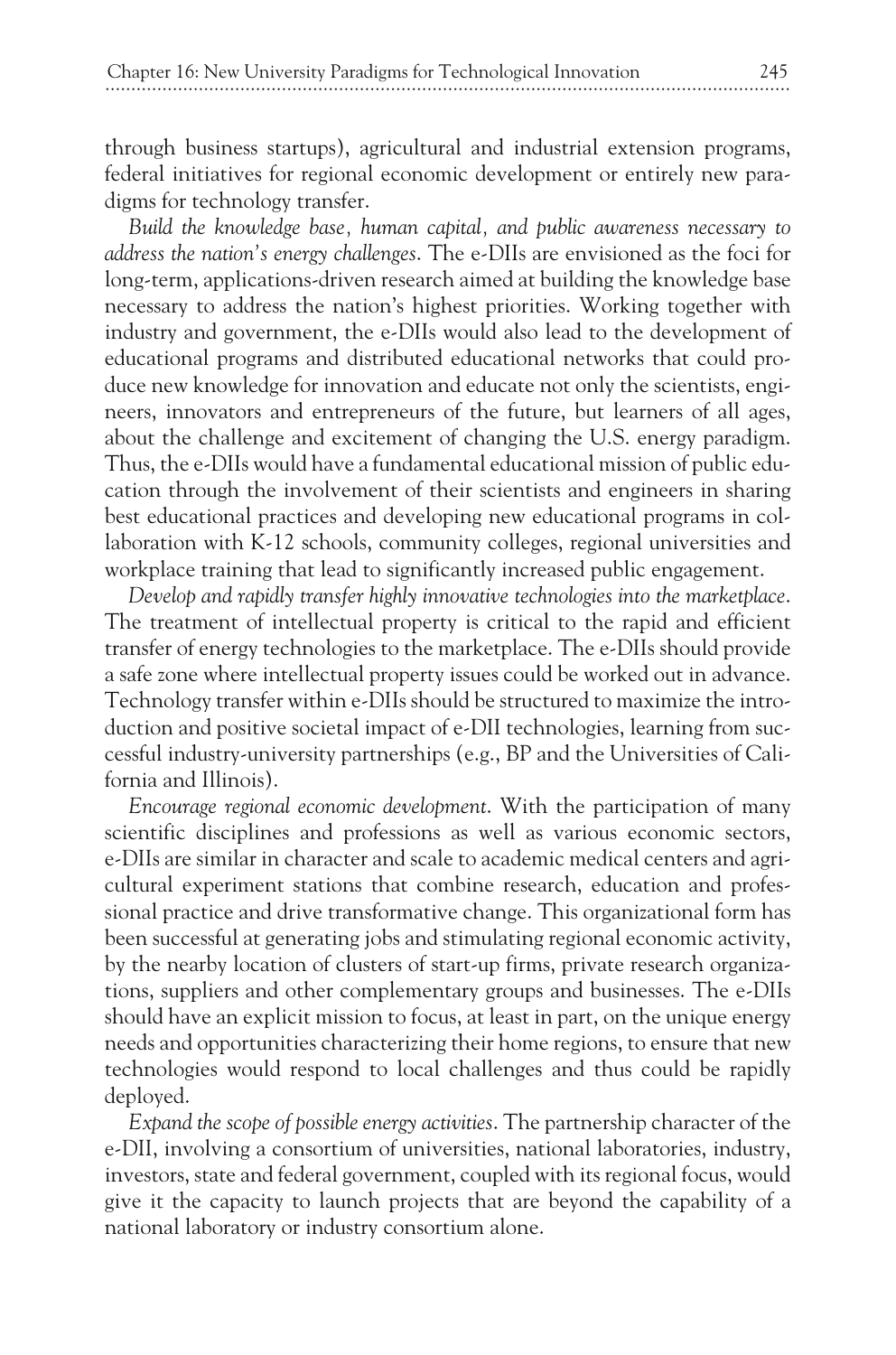through business startups), agricultural and industrial extension programs, federal initiatives for regional economic development or entirely new paradigms for technology transfer.

*Build the knowledge base, human capital, and public awareness necessary to address the nation's energy challenges.* The e-DIIs are envisioned as the foci for long-term, applications-driven research aimed at building the knowledge base necessary to address the nation's highest priorities. Working together with industry and government, the e-DIIs would also lead to the development of educational programs and distributed educational networks that could produce new knowledge for innovation and educate not only the scientists, engineers, innovators and entrepreneurs of the future, but learners of all ages, about the challenge and excitement of changing the U.S. energy paradigm. Thus, the e-DIIs would have a fundamental educational mission of public education through the involvement of their scientists and engineers in sharing best educational practices and developing new educational programs in collaboration with K-12 schools, community colleges, regional universities and workplace training that lead to significantly increased public engagement.

*Develop and rapidly transfer highly innovative technologies into the marketplace.* The treatment of intellectual property is critical to the rapid and efficient transfer of energy technologies to the marketplace. The e-DIIs should provide a safe zone where intellectual property issues could be worked out in advance. Technology transfer within e-DIIs should be structured to maximize the introduction and positive societal impact of e-DII technologies, learning from successful industry-university partnerships (e.g., BP and the Universities of California and Illinois).

*Encourage regional economic development.* With the participation of many scientific disciplines and professions as well as various economic sectors, e-DIIs are similar in character and scale to academic medical centers and agricultural experiment stations that combine research, education and professional practice and drive transformative change. This organizational form has been successful at generating jobs and stimulating regional economic activity, by the nearby location of clusters of start-up firms, private research organizations, suppliers and other complementary groups and businesses. The e-DIIs should have an explicit mission to focus, at least in part, on the unique energy needs and opportunities characterizing their home regions, to ensure that new technologies would respond to local challenges and thus could be rapidly deployed.

*Expand the scope of possible energy activities.* The partnership character of the e-DII, involving a consortium of universities, national laboratories, industry, investors, state and federal government, coupled with its regional focus, would give it the capacity to launch projects that are beyond the capability of a national laboratory or industry consortium alone.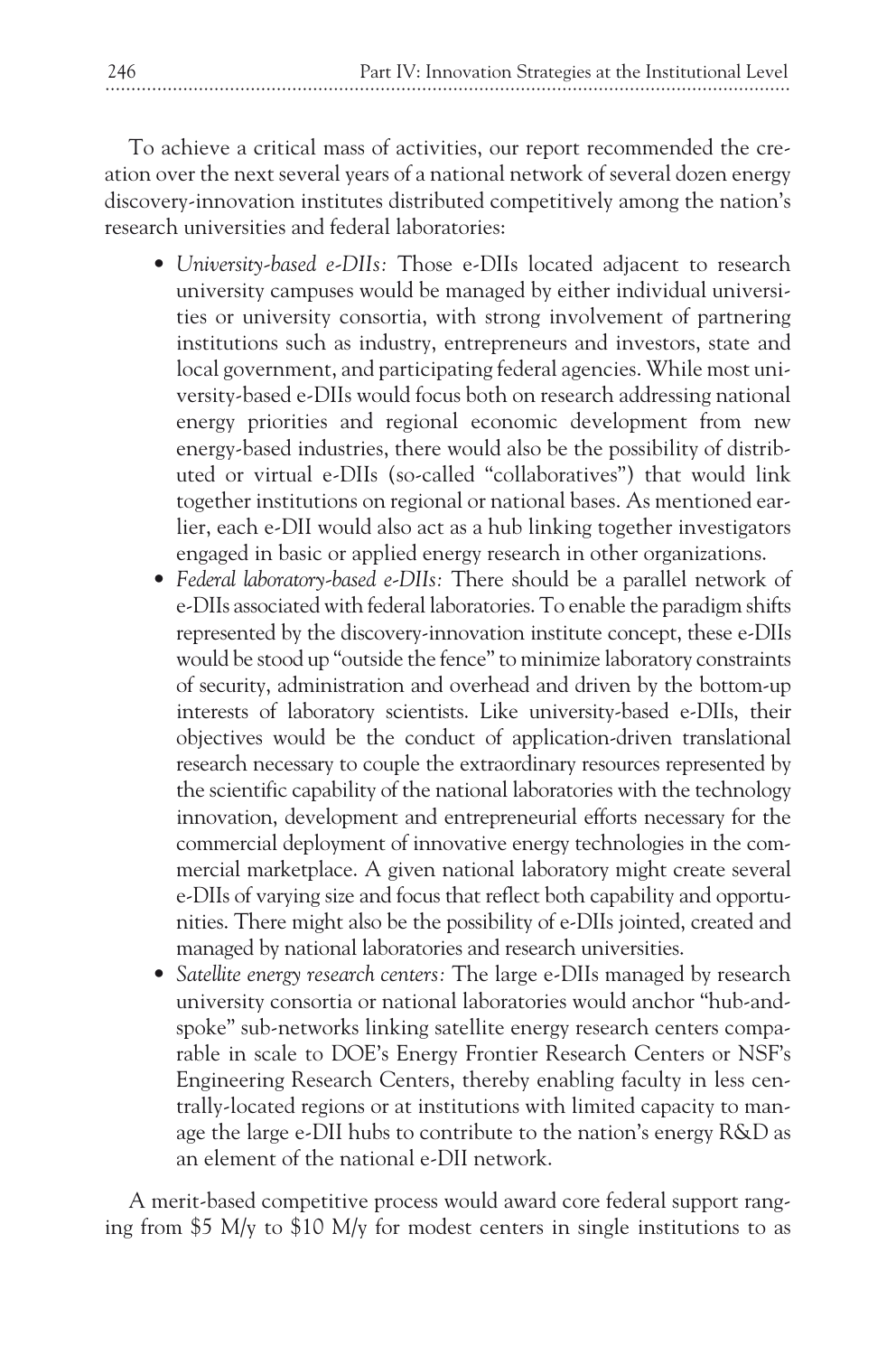To achieve a critical mass of activities, our report recommended the creation over the next several years of a national network of several dozen energy discovery-innovation institutes distributed competitively among the nation's research universities and federal laboratories:

- *University-based e-DIIs:* Those e-DIIs located adjacent to research university campuses would be managed by either individual universities or university consortia, with strong involvement of partnering institutions such as industry, entrepreneurs and investors, state and local government, and participating federal agencies. While most university-based e-DIIs would focus both on research addressing national energy priorities and regional economic development from new energy-based industries, there would also be the possibility of distributed or virtual e-DIIs (so-called "collaboratives") that would link together institutions on regional or national bases. As mentioned earlier, each e-DII would also act as a hub linking together investigators engaged in basic or applied energy research in other organizations.
- *Federal laboratory-based e-DIIs:* There should be a parallel network of e-DIIs associated with federal laboratories. To enable the paradigm shifts represented by the discovery-innovation institute concept, these e-DIIs would be stood up "outside the fence" to minimize laboratory constraints of security, administration and overhead and driven by the bottom-up interests of laboratory scientists. Like university-based e-DIIs, their objectives would be the conduct of application-driven translational research necessary to couple the extraordinary resources represented by the scientific capability of the national laboratories with the technology innovation, development and entrepreneurial efforts necessary for the commercial deployment of innovative energy technologies in the commercial marketplace. A given national laboratory might create several e-DIIs of varying size and focus that reflect both capability and opportunities. There might also be the possibility of e-DIIs jointed, created and managed by national laboratories and research universities.
- *Satellite energy research centers:* The large e-DIIs managed by research university consortia or national laboratories would anchor "hub-and-spoke" sub-networks linking satellite energy research centers comparable in scale to DOE's Energy Frontier Research Centers or NSF's Engineering Research Centers, thereby enabling faculty in less centrally-located regions or at institutions with limited capacity to manage the large e-DII hubs to contribute to the nation's energy R&D as an element of the national e-DII network.

A merit-based competitive process would award core federal support ranging from $5 M/y to $10 M/y for modest centers in single institutions to as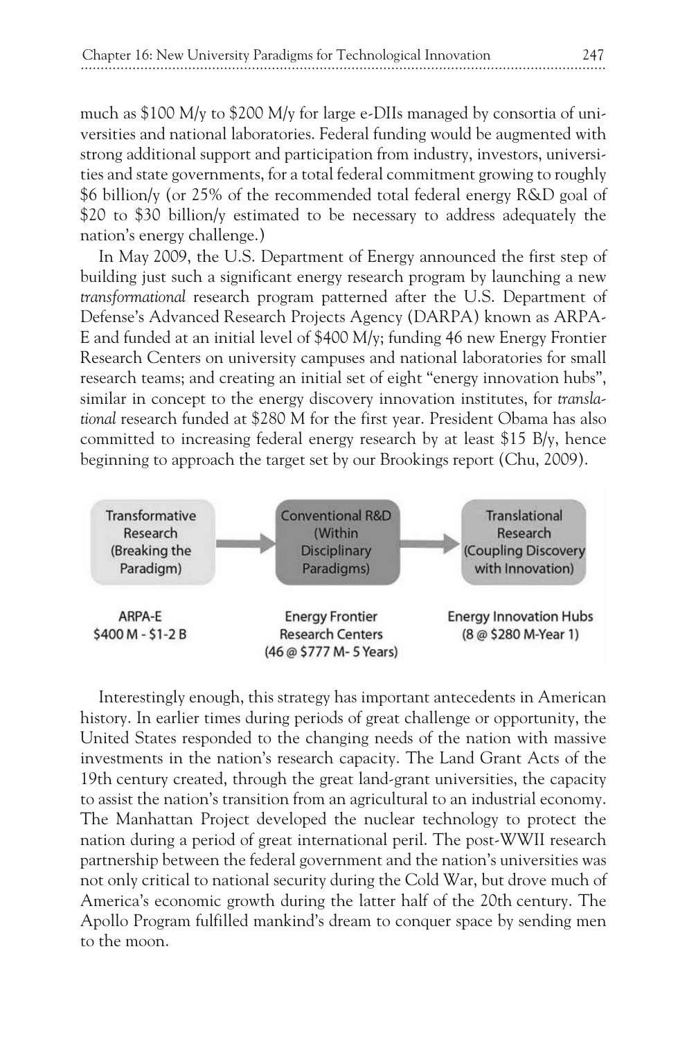much as $100 M/y to $200 M/y for large e-DIIs managed by consortia of universities and national laboratories. Federal funding would be augmented with strong additional support and participation from industry, investors, universities and state governments, for a total federal commitment growing to roughly $6 billion/y (or 25% of the recommended total federal energy R&D goal of $20 to $30 billion/y estimated to be necessary to address adequately the nation's energy challenge.)

In May 2009, the U.S. Department of Energy announced the first step of building just such a significant energy research program by launching a new *transformational* research program patterned after the U.S. Department of Defense's Advanced Research Projects Agency (DARPA) known as ARPA-E and funded at an initial level of $400 M/y; funding 46 new Energy Frontier Research Centers on university campuses and national laboratories for small research teams; and creating an initial set of eight "energy innovation hubs", similar in concept to the energy discovery innovation institutes, for *translational* research funded at $280 M for the first year. President Obama has also committed to increasing federal energy research by at least $15 B/y, hence beginning to approach the target set by our Brookings report (Chu, 2009).

| Transformative Research (Breaking the Paradigm) | → | Conventional R&D (Within Disciplinary Paradigms) | → | Translational Research (Coupling Discovery with Innovation) |
|---|---|---|---|---|
| ARPA-E $400 M - $1-2 B | | Energy Frontier Research Centers (46 @ $777 M- 5 Years) | | Energy Innovation Hubs (8 @ $280 M-Year 1) |

Interestingly enough, this strategy has important antecedents in American history. In earlier times during periods of great challenge or opportunity, the United States responded to the changing needs of the nation with massive investments in the nation's research capacity. The Land Grant Acts of the 19th century created, through the great land-grant universities, the capacity to assist the nation's transition from an agricultural to an industrial economy. The Manhattan Project developed the nuclear technology to protect the nation during a period of great international peril. The post-WWII research partnership between the federal government and the nation's universities was not only critical to national security during the Cold War, but drove much of America's economic growth during the latter half of the 20th century. The Apollo Program fulfilled mankind's dream to conquer space by sending men to the moon.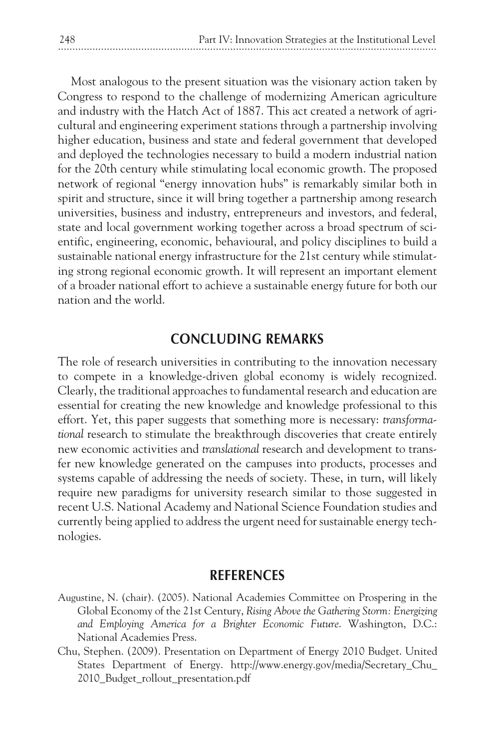Most analogous to the present situation was the visionary action taken by Congress to respond to the challenge of modernizing American agriculture and industry with the Hatch Act of 1887. This act created a network of agricultural and engineering experiment stations through a partnership involving higher education, business and state and federal government that developed and deployed the technologies necessary to build a modern industrial nation for the 20th century while stimulating local economic growth. The proposed network of regional "energy innovation hubs" is remarkably similar both in spirit and structure, since it will bring together a partnership among research universities, business and industry, entrepreneurs and investors, and federal, state and local government working together across a broad spectrum of scientific, engineering, economic, behavioural, and policy disciplines to build a sustainable national energy infrastructure for the 21st century while stimulating strong regional economic growth. It will represent an important element of a broader national effort to achieve a sustainable energy future for both our nation and the world.

## CONCLUDING REMARKS

The role of research universities in contributing to the innovation necessary to compete in a knowledge-driven global economy is widely recognized. Clearly, the traditional approaches to fundamental research and education are essential for creating the new knowledge and knowledge professional to this effort. Yet, this paper suggests that something more is necessary: *transformational* research to stimulate the breakthrough discoveries that create entirely new economic activities and *translational* research and development to transfer new knowledge generated on the campuses into products, processes and systems capable of addressing the needs of society. These, in turn, will likely require new paradigms for university research similar to those suggested in recent U.S. National Academy and National Science Foundation studies and currently being applied to address the urgent need for sustainable energy technologies.

## REFERENCES

Augustine, N. (chair). (2005). National Academies Committee on Prospering in the Global Economy of the 21st Century, *Rising Above the Gathering Storm: Energizing and Employing America for a Brighter Economic Future*. Washington, D.C.: National Academies Press.

Chu, Stephen. (2009). Presentation on Department of Energy 2010 Budget. United States Department of Energy. http://www.energy.gov/media/Secretary_Chu_2010_Budget_rollout_presentation.pdf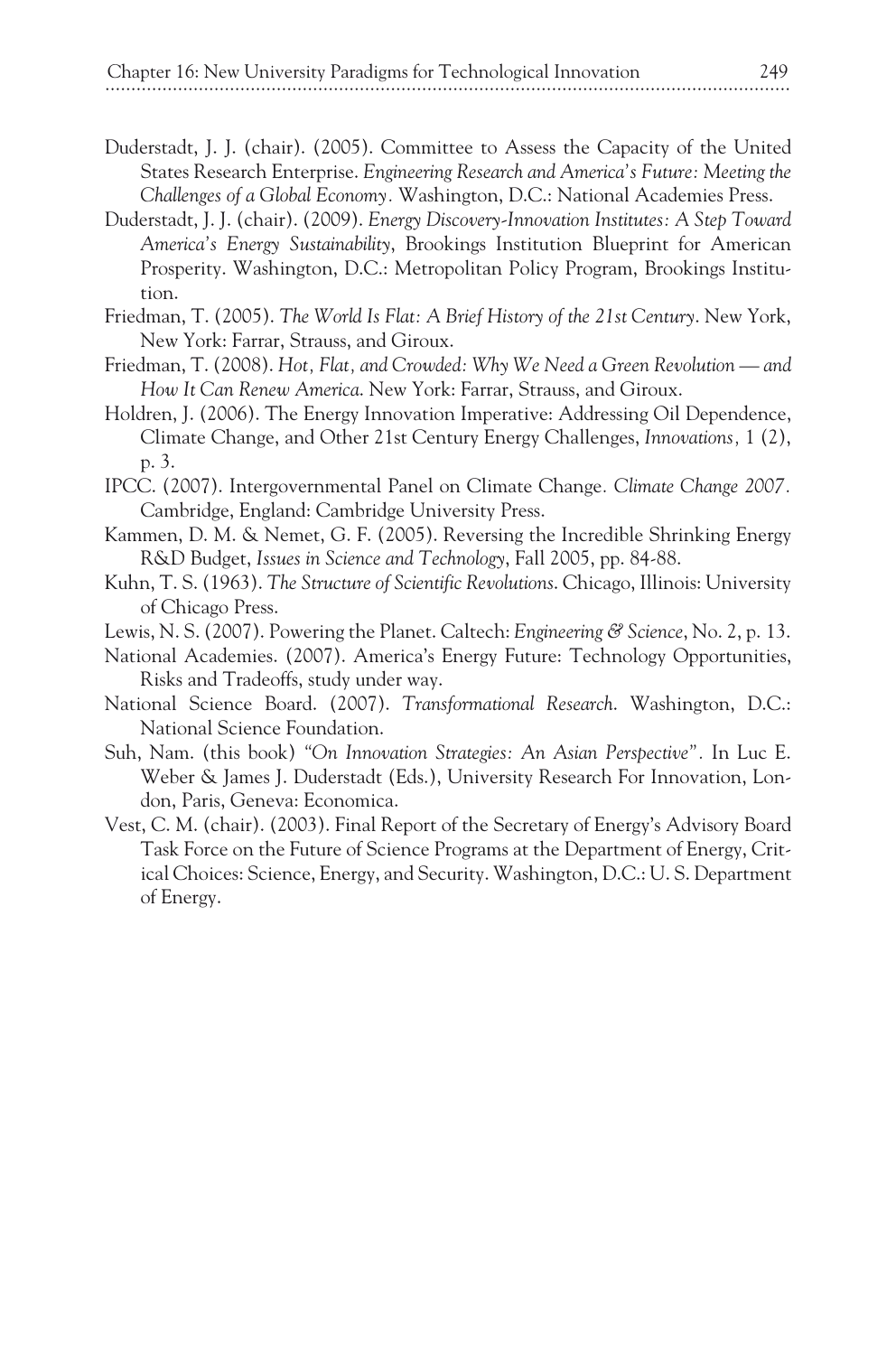Duderstadt, J. J. (chair). (2005). Committee to Assess the Capacity of the United States Research Enterprise. *Engineering Research and America's Future: Meeting the Challenges of a Global Economy*. Washington, D.C.: National Academies Press.

Duderstadt, J. J. (chair). (2009). *Energy Discovery-Innovation Institutes: A Step Toward America's Energy Sustainability*, Brookings Institution Blueprint for American Prosperity. Washington, D.C.: Metropolitan Policy Program, Brookings Institution.

Friedman, T. (2005). *The World Is Flat: A Brief History of the 21st Century*. New York, New York: Farrar, Strauss, and Giroux.

Friedman, T. (2008). *Hot, Flat, and Crowded: Why We Need a Green Revolution — and How It Can Renew America*. New York: Farrar, Strauss, and Giroux.

Holdren, J. (2006). The Energy Innovation Imperative: Addressing Oil Dependence, Climate Change, and Other 21st Century Energy Challenges, *Innovations*, 1 (2), p. 3.

IPCC. (2007). Intergovernmental Panel on Climate Change. *Climate Change 2007*. Cambridge, England: Cambridge University Press.

Kammen, D. M. & Nemet, G. F. (2005). Reversing the Incredible Shrinking Energy R&D Budget, *Issues in Science and Technology*, Fall 2005, pp. 84-88.

Kuhn, T. S. (1963). *The Structure of Scientific Revolutions*. Chicago, Illinois: University of Chicago Press.

Lewis, N. S. (2007). Powering the Planet. Caltech: *Engineering & Science*, No. 2, p. 13.

National Academies. (2007). America's Energy Future: Technology Opportunities, Risks and Tradeoffs, study under way.

National Science Board. (2007). *Transformational Research*. Washington, D.C.: National Science Foundation.

Suh, Nam. (this book) *"On Innovation Strategies: An Asian Perspective"*. In Luc E. Weber & James J. Duderstadt (Eds.), University Research For Innovation, London, Paris, Geneva: Economica.

Vest, C. M. (chair). (2003). Final Report of the Secretary of Energy's Advisory Board Task Force on the Future of Science Programs at the Department of Energy, Critical Choices: Science, Energy, and Security. Washington, D.C.: U. S. Department of Energy.